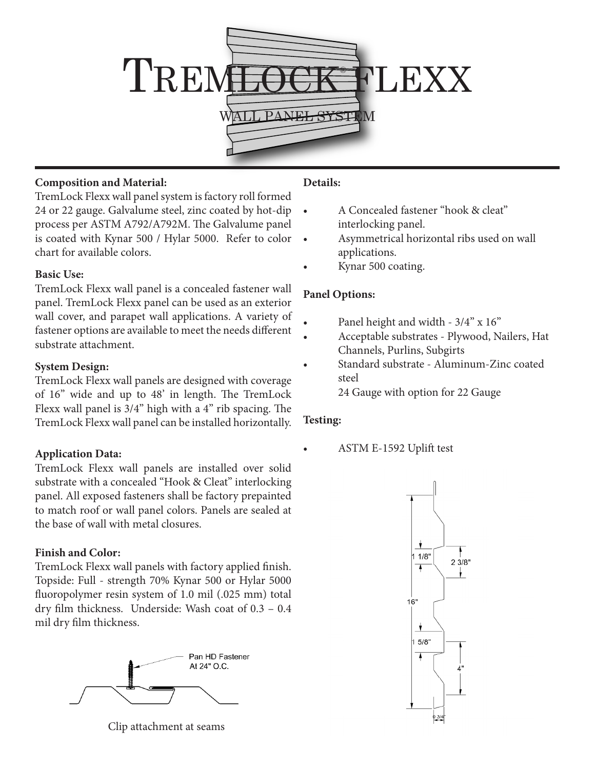# TremLock® flexx

## WALL PANEL SYSTEM

**Composition and Material:**
TremLock Flexx wall panel system is factory roll formed 24 or 22 gauge. Galvalume steel, zinc coated by hot-dip process per ASTM A792/A792M. The Galvalume panel is coated with Kynar 500 / Hylar 5000. Refer to color chart for available colors.

**Basic Use:**
TremLock Flexx wall panel is a concealed fastener wall panel. TremLock Flexx panel can be used as an exterior wall cover, and parapet wall applications. A variety of fastener options are available to meet the needs different substrate attachment.

**System Design:**
TremLock Flexx wall panels are designed with coverage of 16" wide and up to 48' in length. The TremLock Flexx wall panel is 3/4" high with a 4" rib spacing. The TremLock Flexx wall panel can be installed horizontally.

**Application Data:**
TremLock Flexx wall panels are installed over solid substrate with a concealed "Hook & Cleat" interlocking panel. All exposed fasteners shall be factory prepainted to match roof or wall panel colors. Panels are sealed at the base of wall with metal closures.

**Finish and Color:**
TremLock Flexx wall panels with factory applied finish. Topside: Full - strength 70% Kynar 500 or Hylar 5000 fluoropolymer resin system of 1.0 mil (.025 mm) total dry film thickness. Underside: Wash coat of 0.3 – 0.4 mil dry film thickness.

Pan HD Fastener At 24" O.C.

Clip attachment at seams

**Details:**

- A Concealed fastener "hook & cleat" interlocking panel.
- Asymmetrical horizontal ribs used on wall applications.
- Kynar 500 coating.

**Panel Options:**

- Panel height and width - 3/4" x 16"
- Acceptable substrates - Plywood, Nailers, Hat Channels, Purlins, Subgirts
- Standard substrate - Aluminum-Zinc coated steel
  24 Gauge with option for 22 Gauge

**Testing:**

- ASTM E-1592 Uplift test

1 1/8"  2 3/8"  16"  1 5/8"  4"  0 3/4"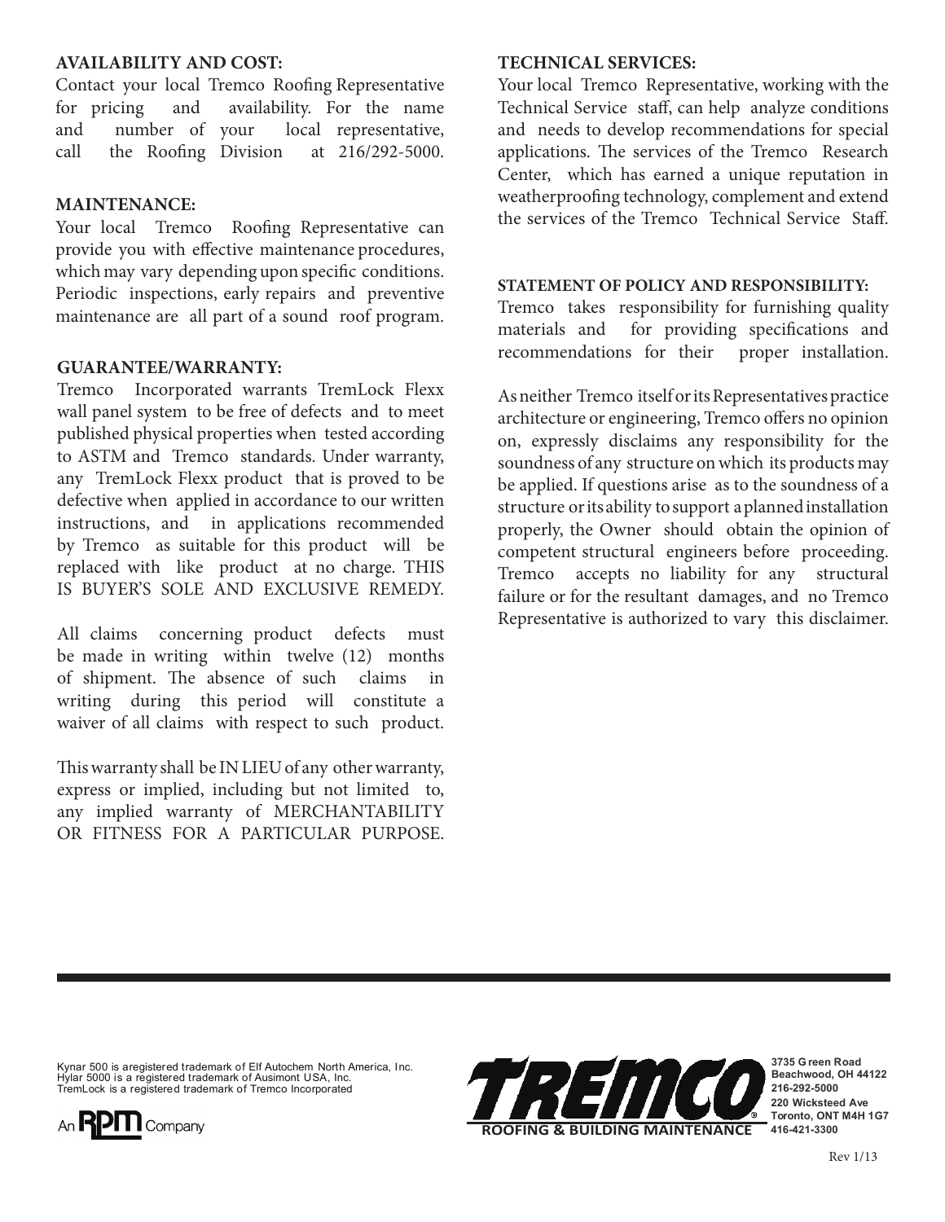## AVAILABILITY AND COST:

Contact your local Tremco Roofing Representative for pricing and availability. For the name and number of your local representative, call the Roofing Division at 216/292-5000.

## MAINTENANCE:

Your local Tremco Roofing Representative can provide you with effective maintenance procedures, which may vary depending upon specific conditions. Periodic inspections, early repairs and preventive maintenance are all part of a sound roof program.

## GUARANTEE/WARRANTY:

Tremco Incorporated warrants TremLock Flexx wall panel system to be free of defects and to meet published physical properties when tested according to ASTM and Tremco standards. Under warranty, any TremLock Flexx product that is proved to be defective when applied in accordance to our written instructions, and in applications recommended by Tremco as suitable for this product will be replaced with like product at no charge. THIS IS BUYER'S SOLE AND EXCLUSIVE REMEDY.

All claims concerning product defects must be made in writing within twelve (12) months of shipment. The absence of such claims in writing during this period will constitute a waiver of all claims with respect to such product.

This warranty shall be IN LIEU of any other warranty, express or implied, including but not limited to, any implied warranty of MERCHANTABILITY OR FITNESS FOR A PARTICULAR PURPOSE.

## TECHNICAL SERVICES:

Your local Tremco Representative, working with the Technical Service staff, can help analyze conditions and needs to develop recommendations for special applications. The services of the Tremco Research Center, which has earned a unique reputation in weatherproofing technology, complement and extend the services of the Tremco Technical Service Staff.

## STATEMENT OF POLICY AND RESPONSIBILITY:

Tremco takes responsibility for furnishing quality materials and for providing specifications and recommendations for their proper installation.

As neither Tremco itself or its Representatives practice architecture or engineering, Tremco offers no opinion on, expressly disclaims any responsibility for the soundness of any structure on which its products may be applied. If questions arise as to the soundness of a structure or its ability to support a planned installation properly, the Owner should obtain the opinion of competent structural engineers before proceeding. Tremco accepts no liability for any structural failure or for the resultant damages, and no Tremco Representative is authorized to vary this disclaimer.

---

Kynar 500 is aregistered trademark of Elf Autochem North America, Inc.
Hylar 5000 is a registered trademark of Ausimont USA, Inc.
TremLock is a registered trademark of Tremco Incorporated

An RPM Company

TREMCO®
ROOFING & BUILDING MAINTENANCE

3735 Green Road
Beachwood, OH 44122
216-292-5000
220 Wicksteed Ave
Toronto, ONT M4H 1G7
416-421-3300

Rev 1/13